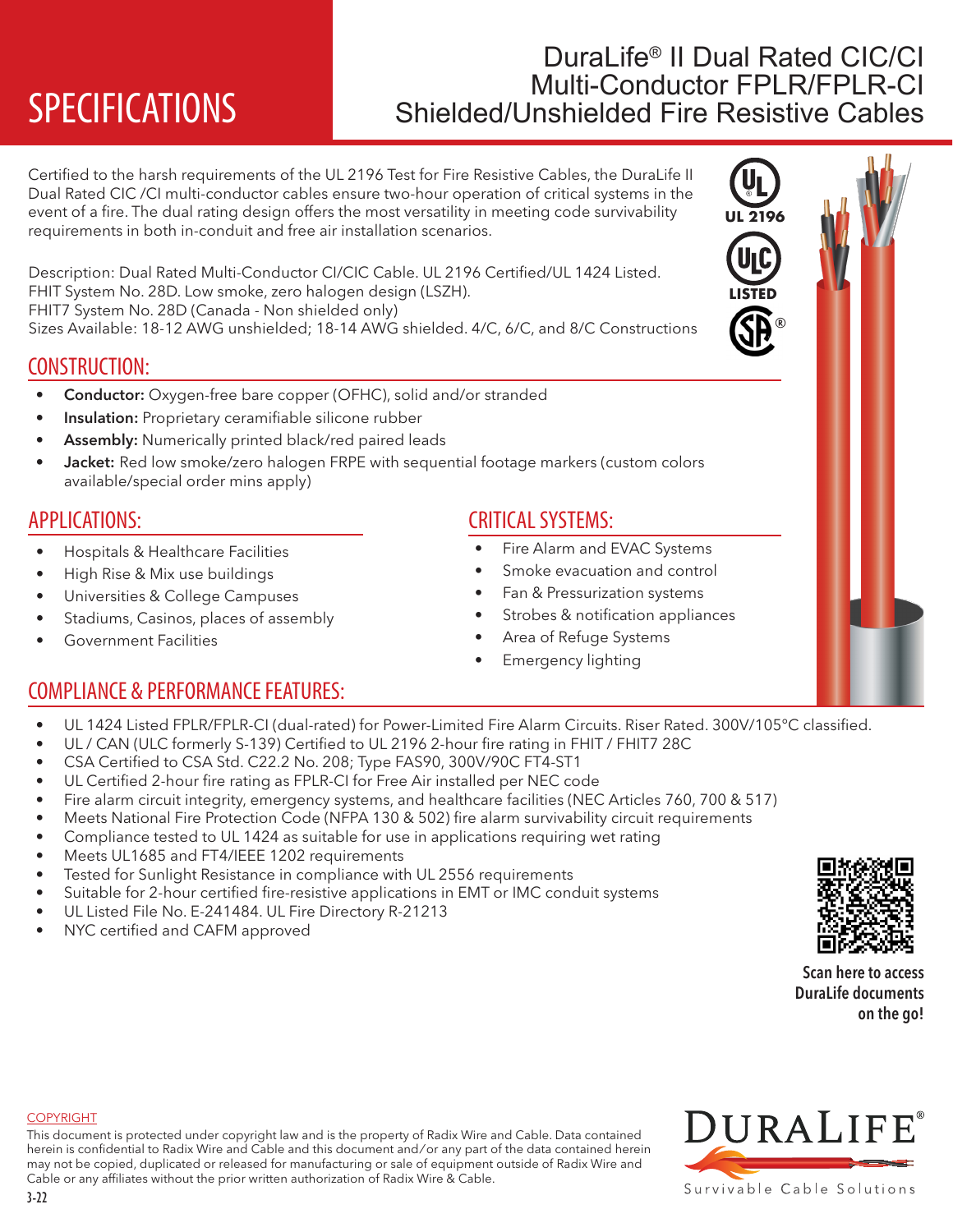# SPECIFICATIONS

## DuraLife® II Dual Rated CIC/CI Multi-Conductor FPLR/FPLR-CI Shielded/Unshielded Fire Resistive Cables

Certified to the harsh requirements of the UL 2196 Test for Fire Resistive Cables, the DuraLife II Dual Rated CIC /CI multi-conductor cables ensure two-hour operation of critical systems in the event of a fire. The dual rating design offers the most versatility in meeting code survivability requirements in both in-conduit and free air installation scenarios.

UL 2196

LISTED

Description: Dual Rated Multi-Conductor CI/CIC Cable. UL 2196 Certified/UL 1424 Listed.
FHIT System No. 28D. Low smoke, zero halogen design (LSZH).
FHIT7 System No. 28D (Canada - Non shielded only)
Sizes Available: 18-12 AWG unshielded; 18-14 AWG shielded. 4/C, 6/C, and 8/C Constructions

## CONSTRUCTION:

- **Conductor:** Oxygen-free bare copper (OFHC), solid and/or stranded
- **Insulation:** Proprietary ceramifiable silicone rubber
- **Assembly:** Numerically printed black/red paired leads
- **Jacket:** Red low smoke/zero halogen FRPE with sequential footage markers (custom colors available/special order mins apply)

## APPLICATIONS:

- Hospitals & Healthcare Facilities
- High Rise & Mix use buildings
- Universities & College Campuses
- Stadiums, Casinos, places of assembly
- Government Facilities

## CRITICAL SYSTEMS:

- Fire Alarm and EVAC Systems
- Smoke evacuation and control
- Fan & Pressurization systems
- Strobes & notification appliances
- Area of Refuge Systems
- Emergency lighting

## COMPLIANCE & PERFORMANCE FEATURES:

- UL 1424 Listed FPLR/FPLR-CI (dual-rated) for Power-Limited Fire Alarm Circuits. Riser Rated. 300V/105°C classified.
- UL / CAN (ULC formerly S-139) Certified to UL 2196 2-hour fire rating in FHIT / FHIT7 28C
- CSA Certified to CSA Std. C22.2 No. 208; Type FAS90, 300V/90C FT4-ST1
- UL Certified 2-hour fire rating as FPLR-CI for Free Air installed per NEC code
- Fire alarm circuit integrity, emergency systems, and healthcare facilities (NEC Articles 760, 700 & 517)
- Meets National Fire Protection Code (NFPA 130 & 502) fire alarm survivability circuit requirements
- Compliance tested to UL 1424 as suitable for use in applications requiring wet rating
- Meets UL1685 and FT4/IEEE 1202 requirements
- Tested for Sunlight Resistance in compliance with UL 2556 requirements
- Suitable for 2-hour certified fire-resistive applications in EMT or IMC conduit systems
- UL Listed File No. E-241484. UL Fire Directory R-21213
- NYC certified and CAFM approved

**Scan here to access DuraLife documents on the go!**

COPYRIGHT
This document is protected under copyright law and is the property of Radix Wire and Cable. Data contained herein is confidential to Radix Wire and Cable and this document and/or any part of the data contained herein may not be copied, duplicated or released for manufacturing or sale of equipment outside of Radix Wire and Cable or any affiliates without the prior written authorization of Radix Wire & Cable.

3-22

DURALIFE® Survivable Cable Solutions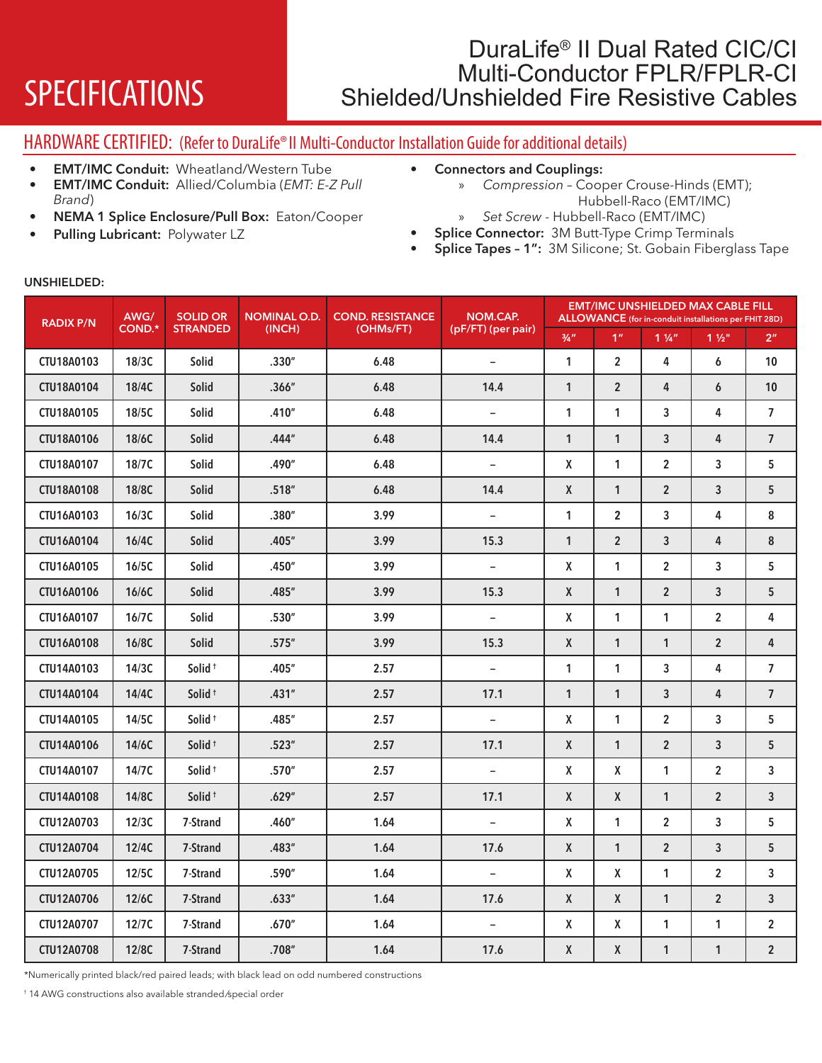# SPECIFICATIONS

## DuraLife® II Dual Rated CIC/CI Multi-Conductor FPLR/FPLR-CI Shielded/Unshielded Fire Resistive Cables

## HARDWARE CERTIFIED: (Refer to DuraLife® II Multi-Conductor Installation Guide for additional details)

- **EMT/IMC Conduit:** Wheatland/Western Tube
- **EMT/IMC Conduit:** Allied/Columbia (*EMT: E-Z Pull Brand*)
- **NEMA 1 Splice Enclosure/Pull Box:** Eaton/Cooper
- **Pulling Lubricant:** Polywater LZ
- **Connectors and Couplings:**
  - *Compression* – Cooper Crouse-Hinds (EMT); Hubbell-Raco (EMT/IMC)
  - *Set Screw* - Hubbell-Raco (EMT/IMC)
- **Splice Connector:** 3M Butt-Type Crimp Terminals
- **Splice Tapes – 1":** 3M Silicone; St. Gobain Fiberglass Tape

**UNSHIELDED:**

| RADIX P/N | AWG/ COND.* | SOLID OR STRANDED | NOMINAL O.D. (INCH) | COND. RESISTANCE (OHMs/FT) | NOM.CAP. (pF/FT) (per pair) | EMT/IMC UNSHIELDED MAX CABLE FILL ALLOWANCE (for in-conduit installations per FHIT 28D) | | | | |
|---|---|---|---|---|---|---|---|---|---|---|
| | | | | | | ¾" | 1" | 1 ¼" | 1 ½" | 2" |
| CTU18A0103 | 18/3C | Solid | .330" | 6.48 | – | 1 | 2 | 4 | 6 | 10 |
| CTU18A0104 | 18/4C | Solid | .366" | 6.48 | 14.4 | 1 | 2 | 4 | 6 | 10 |
| CTU18A0105 | 18/5C | Solid | .410" | 6.48 | – | 1 | 1 | 3 | 4 | 7 |
| CTU18A0106 | 18/6C | Solid | .444" | 6.48 | 14.4 | 1 | 1 | 3 | 4 | 7 |
| CTU18A0107 | 18/7C | Solid | .490" | 6.48 | – | X | 1 | 2 | 3 | 5 |
| CTU18A0108 | 18/8C | Solid | .518" | 6.48 | 14.4 | X | 1 | 2 | 3 | 5 |
| CTU16A0103 | 16/3C | Solid | .380" | 3.99 | – | 1 | 2 | 3 | 4 | 8 |
| CTU16A0104 | 16/4C | Solid | .405" | 3.99 | 15.3 | 1 | 2 | 3 | 4 | 8 |
| CTU16A0105 | 16/5C | Solid | .450" | 3.99 | – | X | 1 | 2 | 3 | 5 |
| CTU16A0106 | 16/6C | Solid | .485" | 3.99 | 15.3 | X | 1 | 2 | 3 | 5 |
| CTU16A0107 | 16/7C | Solid | .530" | 3.99 | – | X | 1 | 1 | 2 | 4 |
| CTU16A0108 | 16/8C | Solid | .575" | 3.99 | 15.3 | X | 1 | 1 | 2 | 4 |
| CTU14A0103 | 14/3C | Solid † | .405" | 2.57 | – | 1 | 1 | 3 | 4 | 7 |
| CTU14A0104 | 14/4C | Solid † | .431" | 2.57 | 17.1 | 1 | 1 | 3 | 4 | 7 |
| CTU14A0105 | 14/5C | Solid † | .485" | 2.57 | – | X | 1 | 2 | 3 | 5 |
| CTU14A0106 | 14/6C | Solid † | .523" | 2.57 | 17.1 | X | 1 | 2 | 3 | 5 |
| CTU14A0107 | 14/7C | Solid † | .570" | 2.57 | – | X | X | 1 | 2 | 3 |
| CTU14A0108 | 14/8C | Solid † | .629" | 2.57 | 17.1 | X | X | 1 | 2 | 3 |
| CTU12A0703 | 12/3C | 7-Strand | .460" | 1.64 | – | X | 1 | 2 | 3 | 5 |
| CTU12A0704 | 12/4C | 7-Strand | .483" | 1.64 | 17.6 | X | 1 | 2 | 3 | 5 |
| CTU12A0705 | 12/5C | 7-Strand | .590" | 1.64 | – | X | X | 1 | 2 | 3 |
| CTU12A0706 | 12/6C | 7-Strand | .633" | 1.64 | 17.6 | X | X | 1 | 2 | 3 |
| CTU12A0707 | 12/7C | 7-Strand | .670" | 1.64 | – | X | X | 1 | 1 | 2 |
| CTU12A0708 | 12/8C | 7-Strand | .708" | 1.64 | 17.6 | X | X | 1 | 1 | 2 |

*Numerically printed black/red paired leads; with black lead on odd numbered constructions

† 14 AWG constructions also available stranded/special order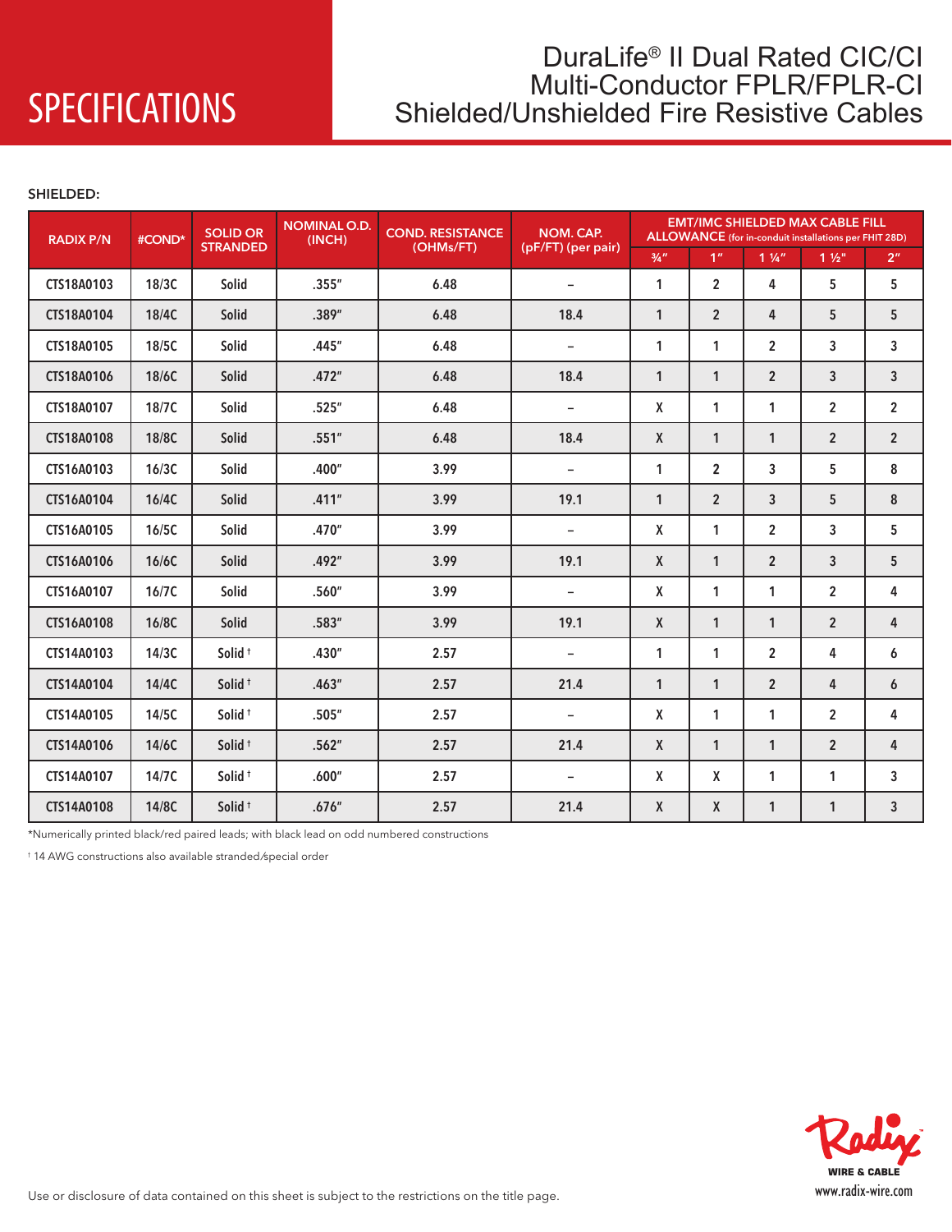# SPECIFICATIONS

## DuraLife® II Dual Rated CIC/CI Multi-Conductor FPLR/FPLR-CI Shielded/Unshielded Fire Resistive Cables

**SHIELDED:**

| RADIX P/N | #COND* | SOLID OR STRANDED | NOMINAL O.D. (INCH) | COND. RESISTANCE (OHMs/FT) | NOM. CAP. (pF/FT) (per pair) | EMT/IMC SHIELDED MAX CABLE FILL ALLOWANCE (for in-conduit installations per FHIT 28D) | | | | |
|---|---|---|---|---|---|---|---|---|---|---|
| | | | | | | ¾" | 1" | 1 ¼" | 1 ½" | 2" |
| CTS18A0103 | 18/3C | Solid | .355" | 6.48 | – | 1 | 2 | 4 | 5 | 5 |
| CTS18A0104 | 18/4C | Solid | .389" | 6.48 | 18.4 | 1 | 2 | 4 | 5 | 5 |
| CTS18A0105 | 18/5C | Solid | .445" | 6.48 | – | 1 | 1 | 2 | 3 | 3 |
| CTS18A0106 | 18/6C | Solid | .472" | 6.48 | 18.4 | 1 | 1 | 2 | 3 | 3 |
| CTS18A0107 | 18/7C | Solid | .525" | 6.48 | – | X | 1 | 1 | 2 | 2 |
| CTS18A0108 | 18/8C | Solid | .551" | 6.48 | 18.4 | X | 1 | 1 | 2 | 2 |
| CTS16A0103 | 16/3C | Solid | .400" | 3.99 | – | 1 | 2 | 3 | 5 | 8 |
| CTS16A0104 | 16/4C | Solid | .411" | 3.99 | 19.1 | 1 | 2 | 3 | 5 | 8 |
| CTS16A0105 | 16/5C | Solid | .470" | 3.99 | – | X | 1 | 2 | 3 | 5 |
| CTS16A0106 | 16/6C | Solid | .492" | 3.99 | 19.1 | X | 1 | 2 | 3 | 5 |
| CTS16A0107 | 16/7C | Solid | .560" | 3.99 | – | X | 1 | 1 | 2 | 4 |
| CTS16A0108 | 16/8C | Solid | .583" | 3.99 | 19.1 | X | 1 | 1 | 2 | 4 |
| CTS14A0103 | 14/3C | Solid † | .430" | 2.57 | – | 1 | 1 | 2 | 4 | 6 |
| CTS14A0104 | 14/4C | Solid † | .463" | 2.57 | 21.4 | 1 | 1 | 2 | 4 | 6 |
| CTS14A0105 | 14/5C | Solid † | .505" | 2.57 | – | X | 1 | 1 | 2 | 4 |
| CTS14A0106 | 14/6C | Solid † | .562" | 2.57 | 21.4 | X | 1 | 1 | 2 | 4 |
| CTS14A0107 | 14/7C | Solid † | .600" | 2.57 | – | X | X | 1 | 1 | 3 |
| CTS14A0108 | 14/8C | Solid † | .676" | 2.57 | 21.4 | X | X | 1 | 1 | 3 |

*Numerically printed black/red paired leads; with black lead on odd numbered constructions

† 14 AWG constructions also available stranded/special order

Use or disclosure of data contained on this sheet is subject to the restrictions on the title page.

Radix WIRE & CABLE
www.radix-wire.com